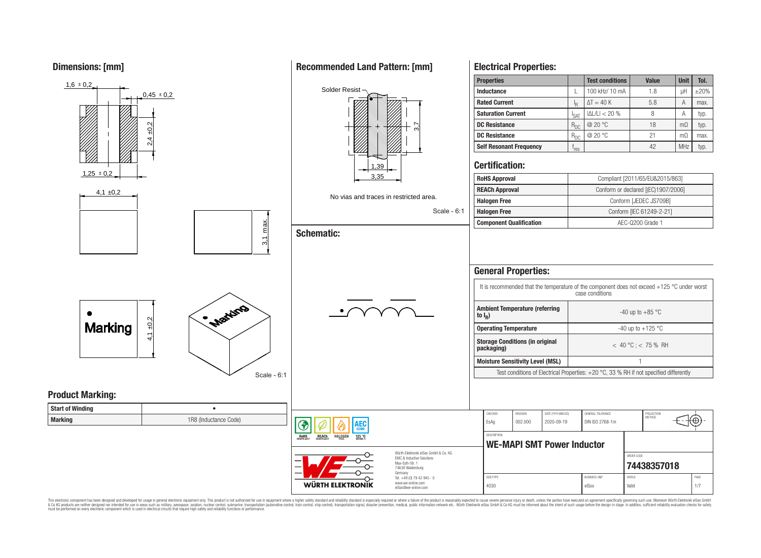## Dimensions: [mm]

1,6 ± 0,2

0,45 ± 0,2

2,4 ±0,2

1,25 ± 0,2

4,1 ±0,2

3,1 max.

Marking

4,1 ±0,2

Scale - 6:1

## Recommended Land Pattern: [mm]

Solder Resist

3,7

1,39

3,35

No vias and traces in restricted area.

Scale - 6:1

## Schematic:

## Electrical Properties:

| Properties | | Test conditions | Value | Unit | Tol. |
|---|---|---|---|---|---|
| Inductance | L | 100 kHz/ 10 mA | 1.8 | µH | ±20% |
| Rated Current | $I_R$ | $\Delta T = 40$ K | 5.8 | A | max. |
| Saturation Current | $I_{SAT}$ | $\|\Delta L/L\| < 20$ % | 8 | A | typ. |
| DC Resistance | $R_{DC}$ | @ 20 °C | 18 | mΩ | typ. |
| DC Resistance | $R_{DC}$ | @ 20 °C | 21 | mΩ | max. |
| Self Resonant Frequency | $f_{res}$ | | 42 | MHz | typ. |

## Certification:

| | |
|---|---|
| RoHS Approval | Compliant [2011/65/EU&2015/863] |
| REACh Approval | Conform or declared [(EC)1907/2006] |
| Halogen Free | Conform [JEDEC JS709B] |
| Halogen Free | Conform [IEC 61249-2-21] |
| Component Qualification | AEC-Q200 Grade 1 |

## General Properties:

It is recommended that the temperature of the component does not exceed +125 °C under worst case conditions

| | |
|---|---|
| Ambient Temperature (referring to $I_R$) | -40 up to +85 °C |
| Operating Temperature | -40 up to +125 °C |
| Storage Conditions (in original packaging) | < 40 °C ; < 75 % RH |
| Moisture Sensitivity Level (MSL) | 1 |

Test conditions of Electrical Properties: +20 °C, 33 % RH if not specified differently

## Product Marking:

| | |
|---|---|
| Start of Winding | • |
| Marking | 1R8 (Inductance Code) |

RoHS COMPLIANT | REACh COMPLIANT | HALOGEN FREE | AEC Q200 125 °C GRADE 1

Würth Elektronik eiSos GmbH & Co. KG
EMC & Inductive Solutions
Max-Eyth-Str. 1
74638 Waldenburg
Germany
Tel. +49 (0) 79 42 945 - 0
www.we-online.com
eiSos@we-online.com

WÜRTH ELEKTRONIK

| CHECKED | REVISION | DATE (YYYY-MM-DD) | GENERAL TOLERANCE | PROJECTION METHOD |
|---|---|---|---|---|
| EsAg | 002.000 | 2020-09-19 | DIN ISO 2768-1m | |

DESCRIPTION: **WE-MAPI SMT Power Inductor**

ORDER CODE: **74438357018**

| SIZE/TYPE | BUSINESS UNIT | STATUS | PAGE |
|---|---|---|---|
| 4030 | eiSos | Valid | 1/7 |

This electronic component has been designed and developed for usage in general electronic equipment only. This product is not authorized for use in equipment where a higher safety standard and reliability standard is especially required or where a failure of the product is reasonably expected to cause severe personal injury or death, unless the parties have executed an agreement specifically governing such use. Moreover Würth Elektronik eiSos GmbH & Co KG products are neither designed nor intended for use in areas such as military, aerospace, aviation, nuclear control, submarine, transportation (automotive control, train control, ship control), transportation signal, disaster prevention, medical, public information network etc.. Würth Elektronik eiSos GmbH & Co KG must be informed about the intent of such usage before the design-in stage. In addition, sufficient reliability evaluation checks for safety must be performed on every electronic component which is used in electrical circuits that require high safety and reliability functions or performance.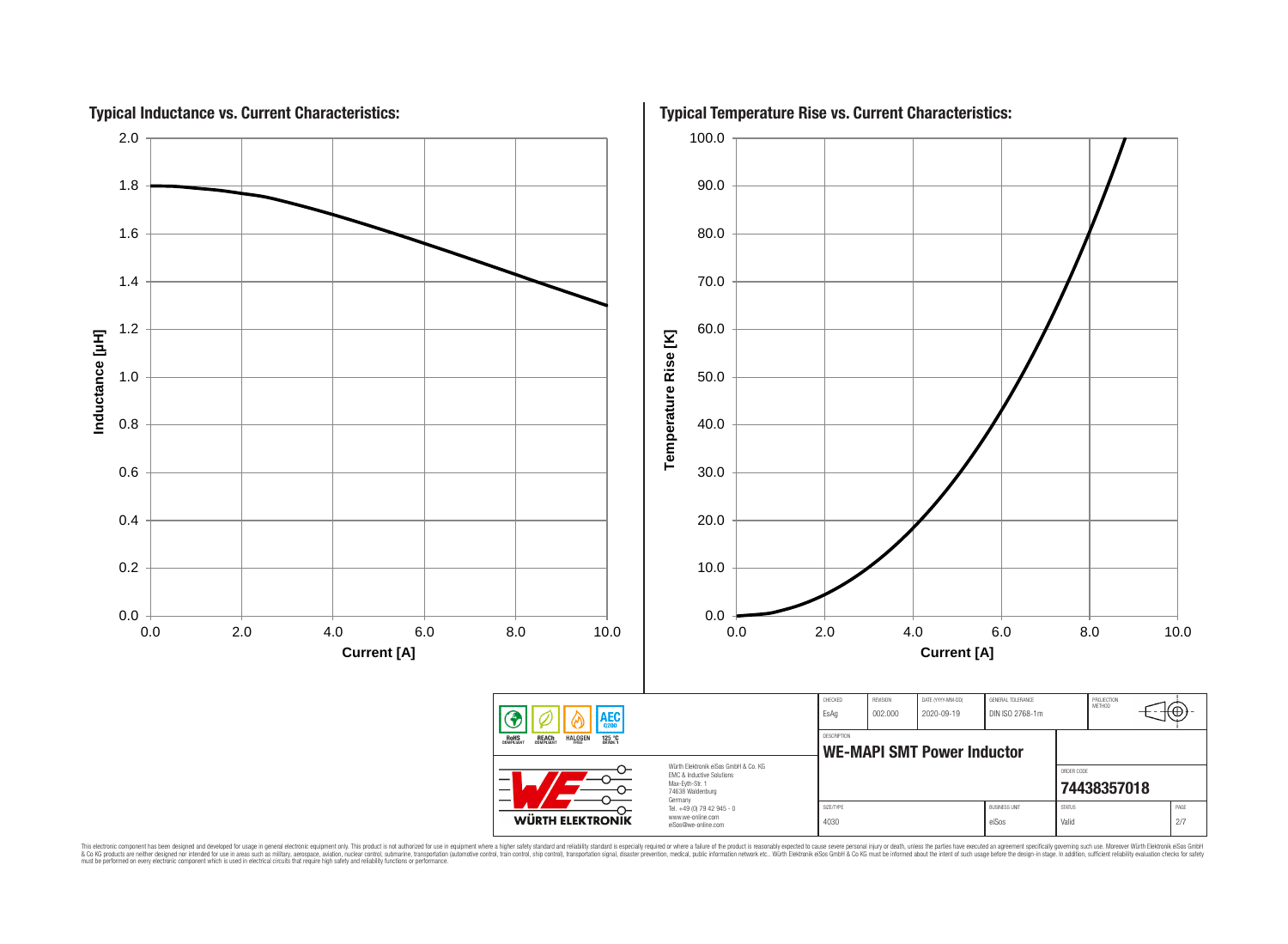## Typical Inductance vs. Current Characteristics:

Inductance [µH] (0.0 – 2.0) vs. Current [A] (0.0 – 10.0)

## Typical Temperature Rise vs. Current Characteristics:

Temperature Rise [K] (0.0 – 100.0) vs. Current [A] (0.0 – 10.0)

| CHECKED | REVISION | DATE (YYYY-MM-DD) | GENERAL TOLERANCE | PROJECTION METHOD |
|---|---|---|---|---|
| EsAg | 002.000 | 2020-09-19 | DIN ISO 2768-1m | |

DESCRIPTION: **WE-MAPI SMT Power Inductor**

ORDER CODE: **74438357018**

| SIZE/TYPE | BUSINESS UNIT | STATUS | PAGE |
|---|---|---|---|
| 4030 | eiSos | Valid | 2/7 |

RoHS COMPLIANT | REACh COMPLIANT | HALOGEN FREE | 125 °C GRADE 1 | AEC Q200

Würth Elektronik eiSos GmbH & Co. KG
EMC & Inductive Solutions
Max-Eyth-Str. 1
74638 Waldenburg
Germany
Tel. +49 (0) 79 42 945 - 0
www.we-online.com
eiSos@we-online.com

WÜRTH ELEKTRONIK

This electronic component has been designed and developed for usage in general electronic equipment only. This product is not authorized for use in equipment where a higher safety standard and reliability standard is especially required or where a failure of the product is reasonably expected to cause severe personal injury or death, unless the parties have executed an agreement specifically governing such use. Moreover Würth Elektronik eiSos GmbH & Co KG products are neither designed nor intended for use in areas such as military, aerospace, aviation, nuclear control, submarine, transportation (automotive control, train control, ship control), transportation signal, disaster prevention, medical, public information network etc.. Würth Elektronik eiSos GmbH & Co KG must be informed about the intent of such usage before the design-in stage. In addition, sufficient reliability evaluation checks for safety must be performed on every electronic component which is used in electrical circuits that require high safety and reliability functions or performance.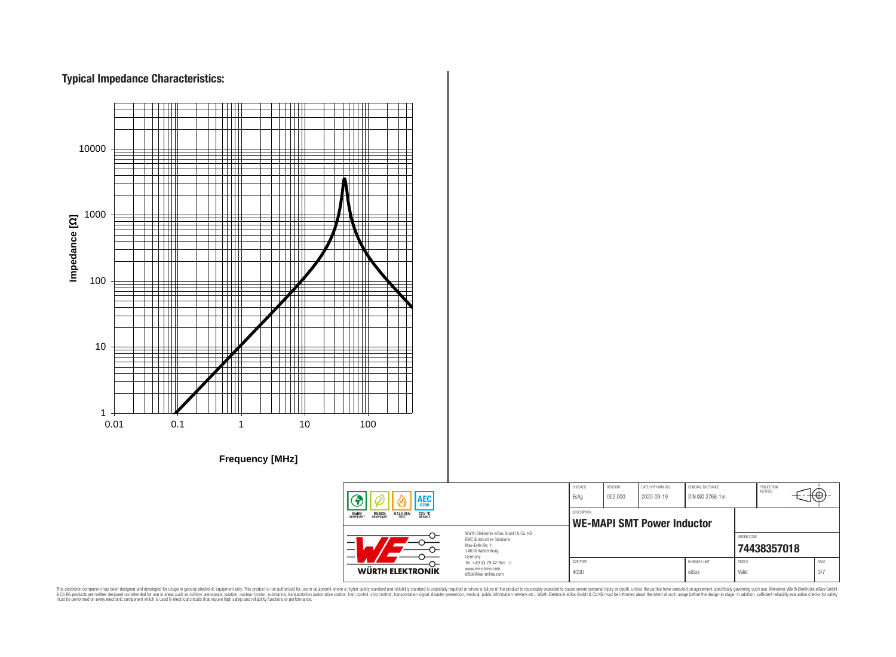## Typical Impedance Characteristics:

Impedance [Ω]

10000

1000

100

10

1

0.01 0.1 1 10 100

Frequency [MHz]

| CHECKED | REVISION | DATE (YYYY-MM-DD) | GENERAL TOLERANCE | PROJECTION METHOD |
|---|---|---|---|---|
| EsAg | 002.000 | 2020-09-19 | DIN ISO 2768-1m | |

RoHS COMPLIANT | REACh COMPLIANT | HALOGEN FREE | 125 °C GRADE 1 | AEC Q200

DESCRIPTION

**WE-MAPI SMT Power Inductor**

ORDER CODE

**74438357018**

Würth Elektronik eiSos GmbH & Co. KG
EMC & Inductive Solutions
Max-Eyth-Str. 1
74638 Waldenburg
Germany
Tel. +49 (0) 79 42 945 - 0
www.we-online.com
eiSos@we-online.com

WÜRTH ELEKTRONIK

| SIZE/TYPE | BUSINESS UNIT | STATUS | PAGE |
|---|---|---|---|
| 4030 | eiSos | Valid | 3/7 |

This electronic component has been designed and developed for usage in general electronic equipment only. This product is not authorized for use in equipment where a higher safety standard and reliability standard is especially required or where a failure of the product is reasonably expected to cause severe personal injury or death, unless the parties have executed an agreement specifically governing such use. Moreover Würth Elektronik eiSos GmbH & Co KG products are neither designed nor intended for use in areas such as military, aerospace, aviation, nuclear control, submarine, transportation (automotive control, train control, ship control), transportation signal, disaster prevention, medical, public information network etc.. Würth Elektronik eiSos GmbH & Co KG must be informed about the intent of such usage before the design-in stage. In addition, sufficient reliability evaluation checks for safety must be performed on every electronic component which is used in electrical circuits that require high safety and reliability functions or performance.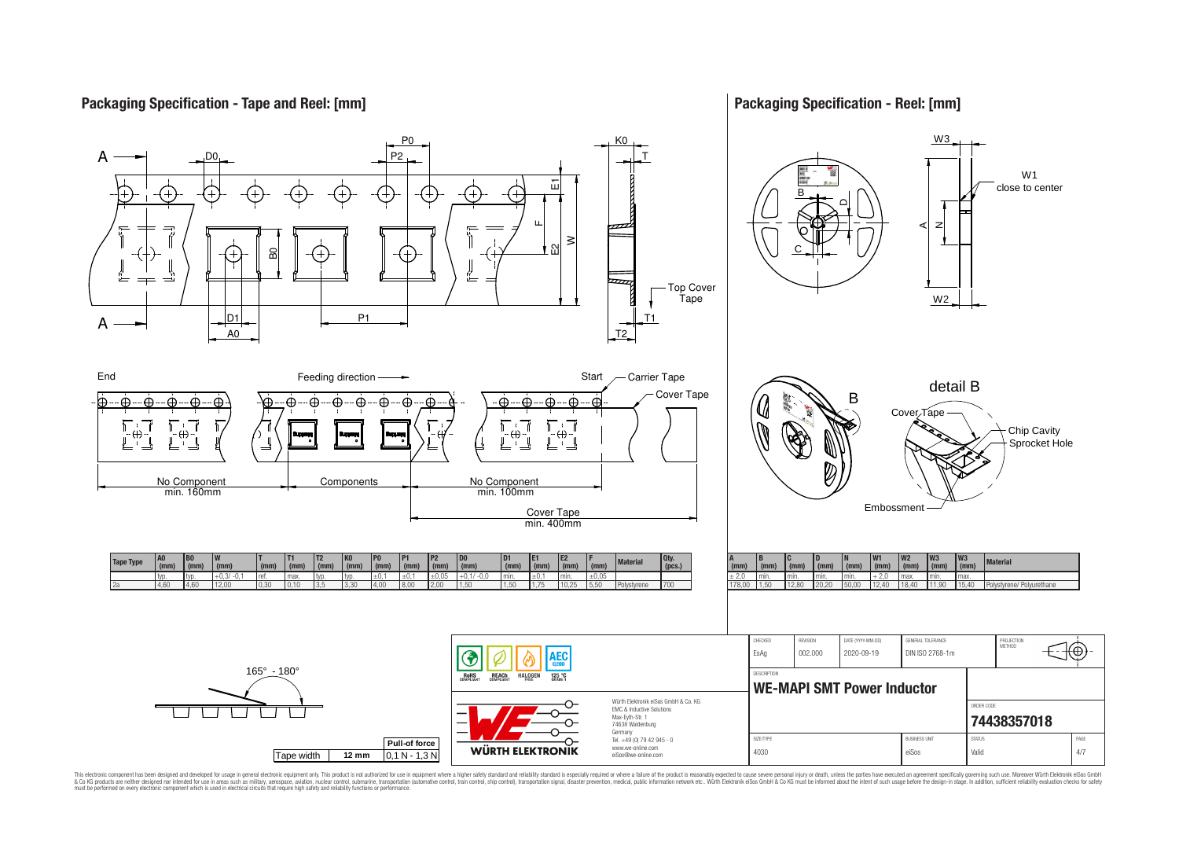## Packaging Specification - Tape and Reel: [mm]

End — Feeding direction — Start — Carrier Tape — Cover Tape

No Component min. 160mm | Components | No Component min. 100mm

Cover Tape min. 400mm

| Tape Type | A0 (mm) | B0 (mm) | W (mm) | T (mm) | T1 (mm) | T2 (mm) | K0 (mm) | P0 (mm) | P1 (mm) | P2 (mm) | D0 (mm) | D1 (mm) | E1 (mm) | E2 (mm) | F (mm) | Material | Qty. (pcs.) |
|---|---|---|---|---|---|---|---|---|---|---|---|---|---|---|---|---|---|
| | typ. | typ. | +0,3/ -0,1 | ref. | max. | typ. | typ. | ±0,1 | ±0,1 | ±0,05 | +0,1/ -0,0 | min. | ±0,1 | min. | ±0,05 | | |
| 2a | 4,60 | 4,60 | 12,00 | 0,30 | 0,10 | 3,5 | 3,30 | 4,00 | 8,00 | 2,00 | 1,50 | 1,50 | 1,75 | 10,25 | 5,50 | Polystyrene | 700 |

165° - 180°

| Tape width | Pull-of force |
|---|---|
| 12 mm | 0,1 N - 1,3 N |

## Packaging Specification - Reel: [mm]

W1 close to center

detail B: Cover Tape, Chip Cavity, Sprocket Hole, Embossment

| A (mm) | B (mm) | C (mm) | D (mm) | N (mm) | W1 (mm) | W2 (mm) | W3 (mm) | W3 (mm) | Material |
|---|---|---|---|---|---|---|---|---|---|
| ± 2,0 | min. | min. | min. | min. | + 2,0 | max. | min. | max. | |
| 178,00 | 1,50 | 12,80 | 20,20 | 50,00 | 12,40 | 18,40 | 11,90 | 15,40 | Polystyrene/ Polyurethane |

RoHS COMPLIANT · REACh COMPLIANT · HALOGEN FREE · 125 °C GRADE 1 · AEC Q200

Würth Elektronik eiSos GmbH & Co. KG
EMC & Inductive Solutions
Max-Eyth-Str. 1
74638 Waldenburg
Germany
Tel. +49 (0) 79 42 945 - 0
www.we-online.com
eiSos@we-online.com

| CHECKED | REVISION | DATE (YYYY-MM-DD) | GENERAL TOLERANCE | PROJECTION METHOD |
|---|---|---|---|---|
| EsAg | 002.000 | 2020-09-19 | DIN ISO 2768-1m | |

DESCRIPTION: **WE-MAPI SMT Power Inductor**

ORDER CODE: **74438357018**

| SIZE/TYPE | BUSINESS UNIT | STATUS | PAGE |
|---|---|---|---|
| 4030 | eiSos | Valid | 4/7 |

This electronic component has been designed and developed for usage in general electronic equipment only. This product is not authorized for use in equipment where a higher safety standard and reliability standard is especially required or where a failure of the product is reasonably expected to cause severe personal injury or death, unless the parties have executed an agreement specifically governing such use. Moreover Würth Elektronik eiSos GmbH & Co KG products are neither designed nor intended for use in areas such as military, aerospace, aviation, nuclear control, submarine, transportation (automotive control, train control, ship control), transportation signal, disaster prevention, medical, public information network etc.. Würth Elektronik eiSos GmbH & Co KG must be informed about the intent of such usage before the design-in stage. In addition, sufficient reliability evaluation checks for safety must be performed on every electronic component which is used in electrical circuits that require high safety and reliability functions or performance.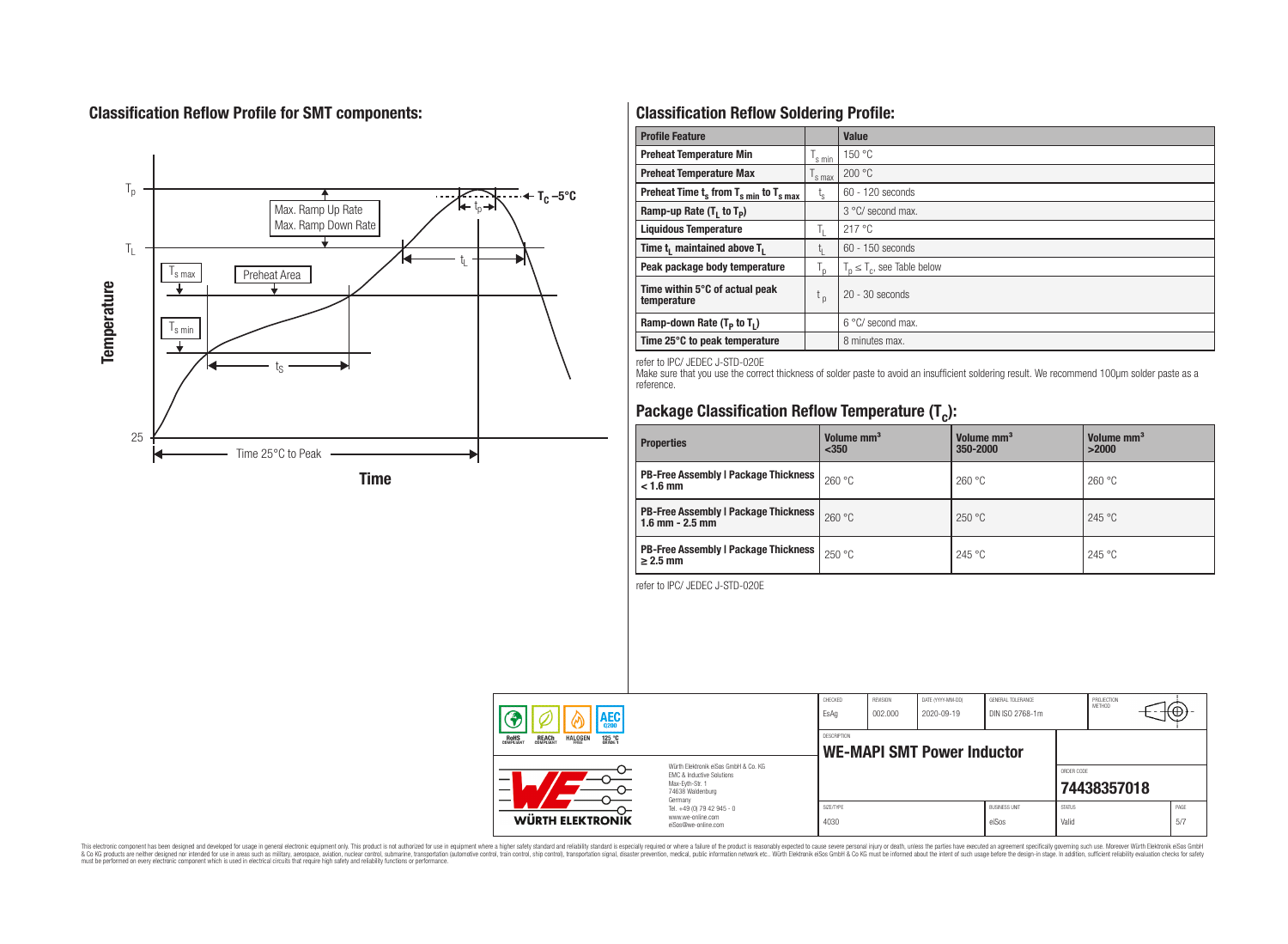## Classification Reflow Profile for SMT components:

## Classification Reflow Soldering Profile:

| Profile Feature | | Value |
|---|---|---|
| Preheat Temperature Min | $T_{s\,min}$ | 150 °C |
| Preheat Temperature Max | $T_{s\,max}$ | 200 °C |
| Preheat Time $t_s$ from $T_{s\,min}$ to $T_{s\,max}$ | $t_s$ | 60 - 120 seconds |
| Ramp-up Rate ($T_L$ to $T_P$) | | 3 °C/ second max. |
| Liquidous Temperature | $T_L$ | 217 °C |
| Time $t_L$ maintained above $T_L$ | $t_L$ | 60 - 150 seconds |
| Peak package body temperature | $T_p$ | $T_p \leq T_c$, see Table below |
| Time within 5°C of actual peak temperature | $t_p$ | 20 - 30 seconds |
| Ramp-down Rate ($T_P$ to $T_L$) | | 6 °C/ second max. |
| Time 25°C to peak temperature | | 8 minutes max. |

refer to IPC/ JEDEC J-STD-020E

Make sure that you use the correct thickness of solder paste to avoid an insufficient soldering result. We recommend 100µm solder paste as a reference.

## Package Classification Reflow Temperature ($T_c$):

| Properties | Volume mm³ <350 | Volume mm³ 350-2000 | Volume mm³ >2000 |
|---|---|---|---|
| PB-Free Assembly \| Package Thickness < 1.6 mm | 260 °C | 260 °C | 260 °C |
| PB-Free Assembly \| Package Thickness 1.6 mm - 2.5 mm | 260 °C | 250 °C | 245 °C |
| PB-Free Assembly \| Package Thickness ≥ 2.5 mm | 250 °C | 245 °C | 245 °C |

refer to IPC/ JEDEC J-STD-020E

| CHECKED | REVISION | DATE (YYYY-MM-DD) | GENERAL TOLERANCE | PROJECTION METHOD |
|---|---|---|---|---|
| EsAg | 002.000 | 2020-09-19 | DIN ISO 2768-1m | |

DESCRIPTION: **WE-MAPI SMT Power Inductor**

ORDER CODE: **74438357018**

| SIZE/TYPE | BUSINESS UNIT | STATUS | PAGE |
|---|---|---|---|
| 4030 | eiSos | Valid | 5/7 |

Würth Elektronik eiSos GmbH & Co. KG
EMC & Inductive Solutions
Max-Eyth-Str. 1
74638 Waldenburg
Germany
Tel. +49 (0) 79 42 945 - 0
www.we-online.com
eiSos@we-online.com

This electronic component has been designed and developed for usage in general electronic equipment only. This product is not authorized for use in equipment where a higher safety standard and reliability standard is especially required or where a failure of the product is reasonably expected to cause severe personal injury or death, unless the parties have executed an agreement specifically governing such use. Moreover Würth Elektronik eiSos GmbH & Co KG products are neither designed nor intended for use in areas such as military, aerospace, aviation, nuclear control, submarine, transportation (automotive control, train control, ship control), transportation signal, disaster prevention, medical, public information network etc.. Würth Elektronik eiSos GmbH & Co KG must be informed about the intent of such usage before the design-in stage. In addition, sufficient reliability evaluation checks for safety must be performed on every electronic component which is used in electrical circuits that require high safety and reliability functions or performance.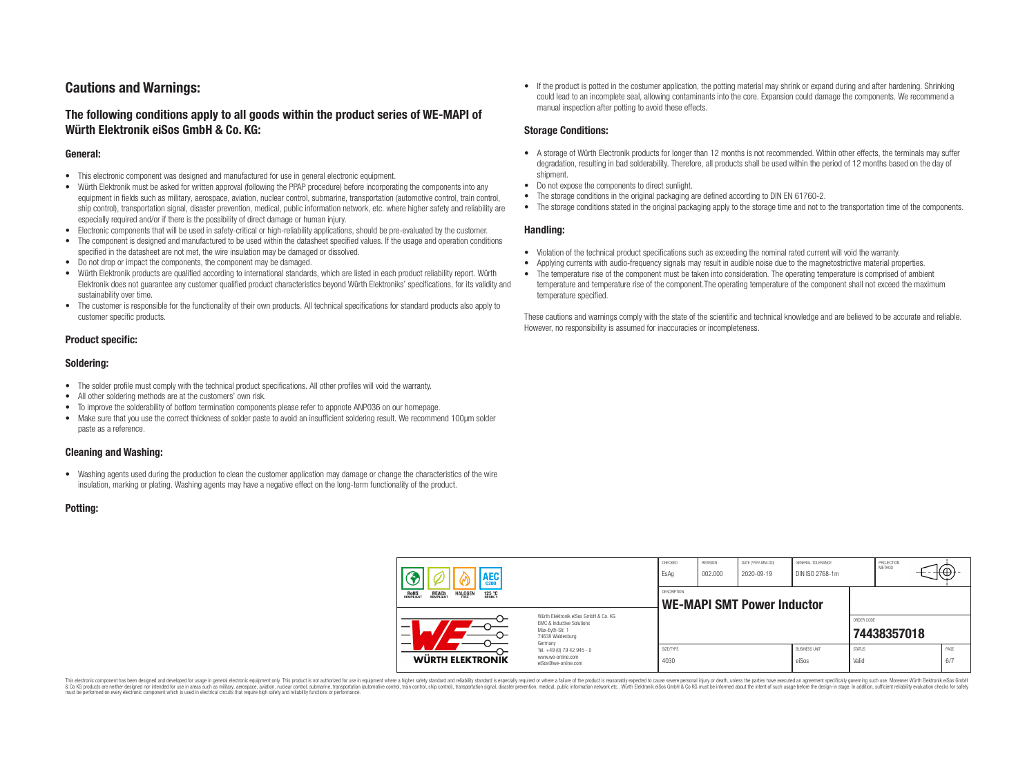## Cautions and Warnings:

### The following conditions apply to all goods within the product series of WE-MAPI of Würth Elektronik eiSos GmbH & Co. KG:

#### General:

- This electronic component was designed and manufactured for use in general electronic equipment.
- Würth Elektronik must be asked for written approval (following the PPAP procedure) before incorporating the components into any equipment in fields such as military, aerospace, aviation, nuclear control, submarine, transportation (automotive control, train control, ship control), transportation signal, disaster prevention, medical, public information network, etc. where higher safety and reliability are especially required and/or if there is the possibility of direct damage or human injury.
- Electronic components that will be used in safety-critical or high-reliability applications, should be pre-evaluated by the customer.
- The component is designed and manufactured to be used within the datasheet specified values. If the usage and operation conditions specified in the datasheet are not met, the wire insulation may be damaged or dissolved.
- Do not drop or impact the components, the component may be damaged.
- Würth Elektronik products are qualified according to international standards, which are listed in each product reliability report. Würth Elektronik does not guarantee any customer qualified product characteristics beyond Würth Elektroniks' specifications, for its validity and sustainability over time.
- The customer is responsible for the functionality of their own products. All technical specifications for standard products also apply to customer specific products.

#### Product specific:

#### Soldering:

- The solder profile must comply with the technical product specifications. All other profiles will void the warranty.
- All other soldering methods are at the customers' own risk.
- To improve the solderability of bottom termination components please refer to appnote ANP036 on our homepage.
- Make sure that you use the correct thickness of solder paste to avoid an insufficient soldering result. We recommend 100µm solder paste as a reference.

#### Cleaning and Washing:

- Washing agents used during the production to clean the customer application may damage or change the characteristics of the wire insulation, marking or plating. Washing agents may have a negative effect on the long-term functionality of the product.

#### Potting:

- If the product is potted in the costumer application, the potting material may shrink or expand during and after hardening. Shrinking could lead to an incomplete seal, allowing contaminants into the core. Expansion could damage the components. We recommend a manual inspection after potting to avoid these effects.

#### Storage Conditions:

- A storage of Würth Electronik products for longer than 12 months is not recommended. Within other effects, the terminals may suffer degradation, resulting in bad solderability. Therefore, all products shall be used within the period of 12 months based on the day of shipment.
- Do not expose the components to direct sunlight.
- The storage conditions in the original packaging are defined according to DIN EN 61760-2.
- The storage conditions stated in the original packaging apply to the storage time and not to the transportation time of the components.

#### Handling:

- Violation of the technical product specifications such as exceeding the nominal rated current will void the warranty.
- Applying currents with audio-frequency signals may result in audible noise due to the magnetostrictive material properties.
- The temperature rise of the component must be taken into consideration. The operating temperature is comprised of ambient temperature and temperature rise of the component.The operating temperature of the component shall not exceed the maximum temperature specified.

These cautions and warnings comply with the state of the scientific and technical knowledge and are believed to be accurate and reliable. However, no responsibility is assumed for inaccuracies or incompleteness.

| CHECKED | REVISION | DATE (YYYY-MM-DD) | GENERAL TOLERANCE | PROJECTION METHOD |
|---|---|---|---|---|
| EsAg | 002.000 | 2020-09-19 | DIN ISO 2768-1m | |

| DESCRIPTION | ORDER CODE |
|---|---|
| WE-MAPI SMT Power Inductor | 74438357018 |

| SIZE/TYPE | BUSINESS UNIT | STATUS | PAGE |
|---|---|---|---|
| 4030 | eiSos | Valid | 6/7 |

RoHS COMPLIANT · REACh COMPLIANT · HALOGEN FREE · AEC Q200 · 125 °C GRADE 1

WÜRTH ELEKTRONIK

Würth Elektronik eiSos GmbH & Co. KG
EMC & Inductive Solutions
Max-Eyth-Str. 1
74638 Waldenburg
Germany
Tel. +49 (0) 79 42 945 - 0
www.we-online.com
eiSos@we-online.com

This electronic component has been designed and developed for usage in general electronic equipment only. This product is not authorized for use in equipment where a higher safety standard and reliability standard is especially required or where a failure of the product is reasonably expected to cause severe personal injury or death, unless the parties have executed an agreement specifically governing such use. Moreover Würth Elektronik eiSos GmbH & Co KG products are neither designed nor intended for use in areas such as military, aerospace, aviation, nuclear control, submarine, transportation (automotive control, train control, ship control), transportation signal, disaster prevention, medical, public information network etc.. Würth Elektronik eiSos GmbH & Co KG must be informed about the intent of such usage before the design-in stage. In addition, sufficient reliability evaluation checks for safety must be performed on every electronic component which is used in electrical circuits that require high safety and reliability functions or performance.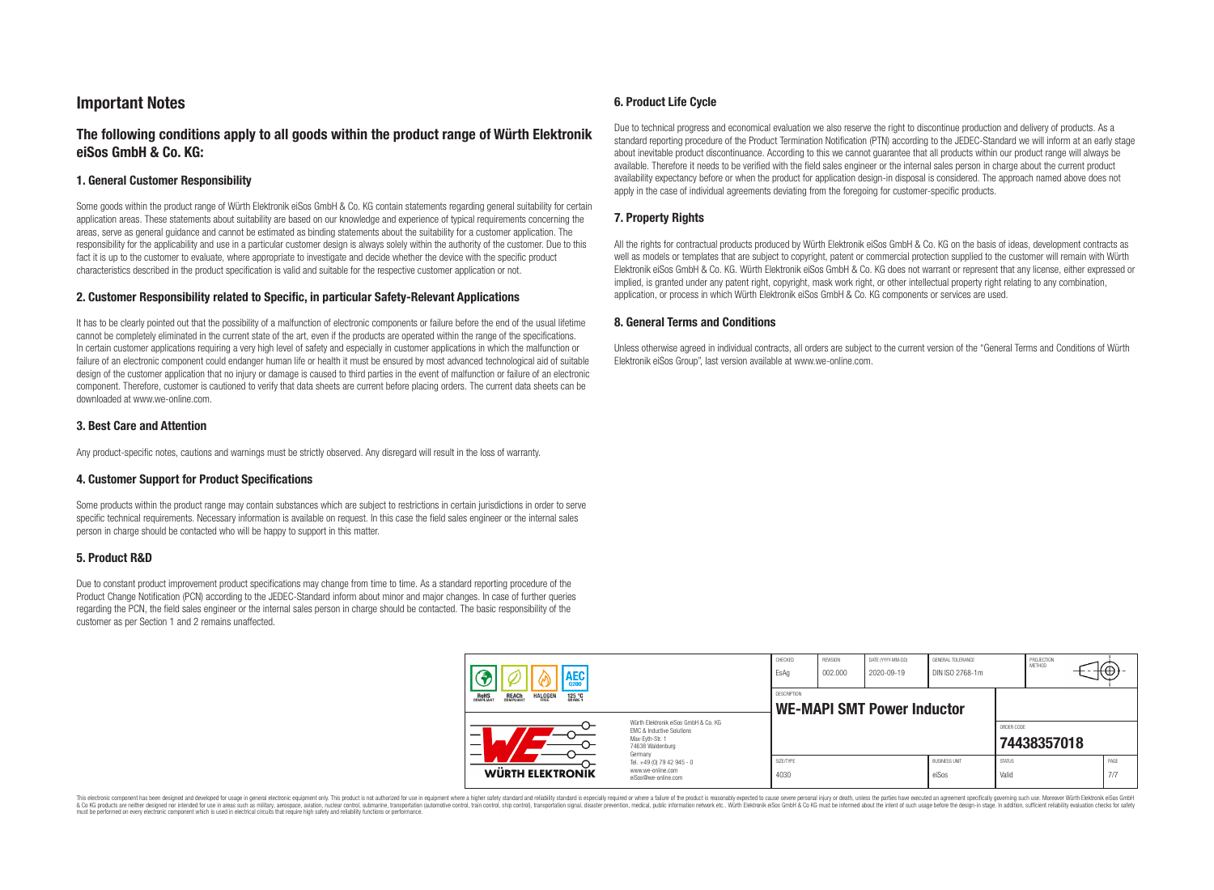# Important Notes

## The following conditions apply to all goods within the product range of Würth Elektronik eiSos GmbH & Co. KG:

### 1. General Customer Responsibility

Some goods within the product range of Würth Elektronik eiSos GmbH & Co. KG contain statements regarding general suitability for certain application areas. These statements about suitability are based on our knowledge and experience of typical requirements concerning the areas, serve as general guidance and cannot be estimated as binding statements about the suitability for a customer application. The responsibility for the applicability and use in a particular customer design is always solely within the authority of the customer. Due to this fact it is up to the customer to evaluate, where appropriate to investigate and decide whether the device with the specific product characteristics described in the product specification is valid and suitable for the respective customer application or not.

### 2. Customer Responsibility related to Specific, in particular Safety-Relevant Applications

It has to be clearly pointed out that the possibility of a malfunction of electronic components or failure before the end of the usual lifetime cannot be completely eliminated in the current state of the art, even if the products are operated within the range of the specifications. In certain customer applications requiring a very high level of safety and especially in customer applications in which the malfunction or failure of an electronic component could endanger human life or health it must be ensured by most advanced technological aid of suitable design of the customer application that no injury or damage is caused to third parties in the event of malfunction or failure of an electronic component. Therefore, customer is cautioned to verify that data sheets are current before placing orders. The current data sheets can be downloaded at www.we-online.com.

### 3. Best Care and Attention

Any product-specific notes, cautions and warnings must be strictly observed. Any disregard will result in the loss of warranty.

### 4. Customer Support for Product Specifications

Some products within the product range may contain substances which are subject to restrictions in certain jurisdictions in order to serve specific technical requirements. Necessary information is available on request. In this case the field sales engineer or the internal sales person in charge should be contacted who will be happy to support in this matter.

### 5. Product R&D

Due to constant product improvement product specifications may change from time to time. As a standard reporting procedure of the Product Change Notification (PCN) according to the JEDEC-Standard inform about minor and major changes. In case of further queries regarding the PCN, the field sales engineer or the internal sales person in charge should be contacted. The basic responsibility of the customer as per Section 1 and 2 remains unaffected.

### 6. Product Life Cycle

Due to technical progress and economical evaluation we also reserve the right to discontinue production and delivery of products. As a standard reporting procedure of the Product Termination Notification (PTN) according to the JEDEC-Standard we will inform at an early stage about inevitable product discontinuance. According to this we cannot guarantee that all products within our product range will always be available. Therefore it needs to be verified with the field sales engineer or the internal sales person in charge about the current product availability expectancy before or when the product for application design-in disposal is considered. The approach named above does not apply in the case of individual agreements deviating from the foregoing for customer-specific products.

### 7. Property Rights

All the rights for contractual products produced by Würth Elektronik eiSos GmbH & Co. KG on the basis of ideas, development contracts as well as models or templates that are subject to copyright, patent or commercial protection supplied to the customer will remain with Würth Elektronik eiSos GmbH & Co. KG. Würth Elektronik eiSos GmbH & Co. KG does not warrant or represent that any license, either expressed or implied, is granted under any patent right, copyright, mask work right, or other intellectual property right relating to any combination, application, or process in which Würth Elektronik eiSos GmbH & Co. KG components or services are used.

### 8. General Terms and Conditions

Unless otherwise agreed in individual contracts, all orders are subject to the current version of the "General Terms and Conditions of Würth Elektronik eiSos Group", last version available at www.we-online.com.

| CHECKED | REVISION | DATE (YYYY-MM-DD) | GENERAL TOLERANCE | PROJECTION METHOD |
|---|---|---|---|---|
| EsAg | 002.000 | 2020-09-19 | DIN ISO 2768-1m | |

DESCRIPTION: **WE-MAPI SMT Power Inductor**

ORDER CODE: **74438357018**

| SIZE/TYPE | BUSINESS UNIT | STATUS | PAGE |
|---|---|---|---|
| 4030 | eiSos | Valid | 7/7 |

RoHS COMPLIANT, REACh COMPLIANT, HALOGEN FREE, AEC Q200, 125 °C GRADE 1

Würth Elektronik eiSos GmbH & Co. KG
EMC & Inductive Solutions
Max-Eyth-Str. 1
74638 Waldenburg
Germany
Tel. +49 (0) 79 42 945 - 0
www.we-online.com
eiSos@we-online.com

WÜRTH ELEKTRONIK

This electronic component has been designed and developed for usage in general electronic equipment only. This product is not authorized for use in equipment where a higher safety standard and reliability standard is especially required or where a failure of the product is reasonably expected to cause severe personal injury or death, unless the parties have executed an agreement specifically governing such use. Moreover Würth Elektronik eiSos GmbH & Co KG products are neither designed nor intended for use in areas such as military, aerospace, aviation, nuclear control, submarine, transportation (automotive control, train control, ship control), transportation signal, disaster prevention, medical, public information network etc.. Würth Elektronik eiSos GmbH & Co KG must be informed about the intent of such usage before the design-in stage. In addition, sufficient reliability evaluation checks for safety must be performed on every electronic component which is used in electrical circuits that require high safety and reliability functions or performance.